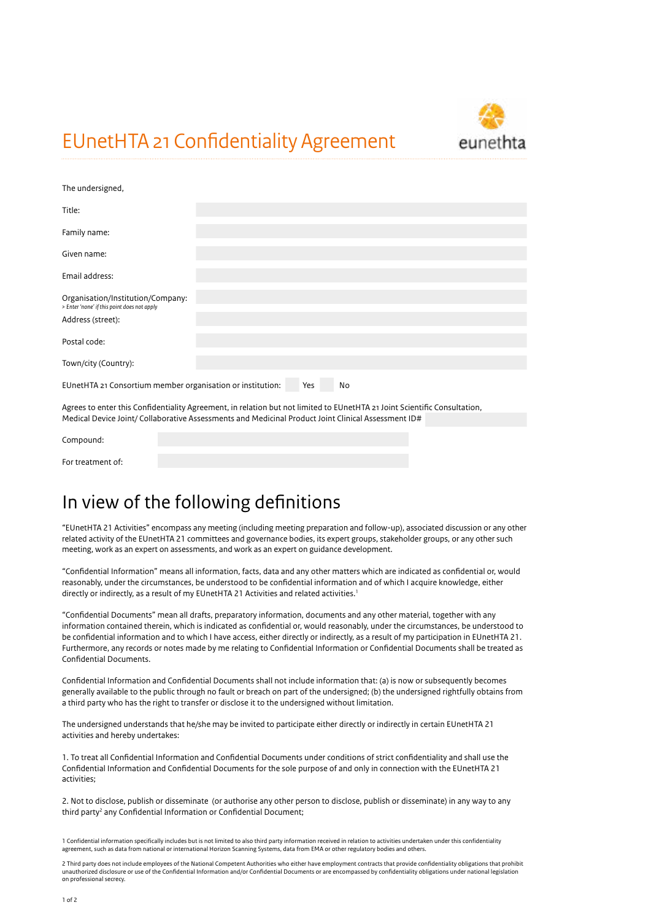# EUnetHTA 21 Confidentiality Agreement

The undersigned,

| | |
|---|---|
| Title: | |
| Family name: | |
| Given name: | |
| Email address: | |
| Organisation/Institution/Company: *> Enter 'none' if this point does not apply* | |
| Address (street): | |
| Postal code: | |
| Town/city (Country): | |

EUnetHTA 21 Consortium member organisation or institution: Yes No

Agrees to enter this Confidentiality Agreement, in relation but not limited to EUnetHTA 21 Joint Scientific Consultation, Medical Device Joint/ Collaborative Assessments and Medicinal Product Joint Clinical Assessment ID#

| | |
|---|---|
| Compound: | |
| For treatment of: | |

## In view of the following definitions

"EUnetHTA 21 Activities" encompass any meeting (including meeting preparation and follow-up), associated discussion or any other related activity of the EUnetHTA 21 committees and governance bodies, its expert groups, stakeholder groups, or any other such meeting, work as an expert on assessments, and work as an expert on guidance development.

"Confidential Information" means all information, facts, data and any other matters which are indicated as confidential or, would reasonably, under the circumstances, be understood to be confidential information and of which I acquire knowledge, either directly or indirectly, as a result of my EUnetHTA 21 Activities and related activities.[1]

"Confidential Documents" mean all drafts, preparatory information, documents and any other material, together with any information contained therein, which is indicated as confidential or, would reasonably, under the circumstances, be understood to be confidential information and to which I have access, either directly or indirectly, as a result of my participation in EUnetHTA 21. Furthermore, any records or notes made by me relating to Confidential Information or Confidential Documents shall be treated as Confidential Documents.

Confidential Information and Confidential Documents shall not include information that: (a) is now or subsequently becomes generally available to the public through no fault or breach on part of the undersigned; (b) the undersigned rightfully obtains from a third party who has the right to transfer or disclose it to the undersigned without limitation.

The undersigned understands that he/she may be invited to participate either directly or indirectly in certain EUnetHTA 21 activities and hereby undertakes:

1. To treat all Confidential Information and Confidential Documents under conditions of strict confidentiality and shall use the Confidential Information and Confidential Documents for the sole purpose of and only in connection with the EUnetHTA 21 activities;

2. Not to disclose, publish or disseminate (or authorise any other person to disclose, publish or disseminate) in any way to any third party[2] any Confidential Information or Confidential Document;

1 Confidential information specifically includes but is not limited to also third party information received in relation to activities undertaken under this confidentiality agreement, such as data from national or international Horizon Scanning Systems, data from EMA or other regulatory bodies and others.

2 Third party does not include employees of the National Competent Authorities who either have employment contracts that provide confidentiality obligations that prohibit unauthorized disclosure or use of the Confidential Information and/or Confidential Documents or are encompassed by confidentiality obligations under national legislation on professional secrecy.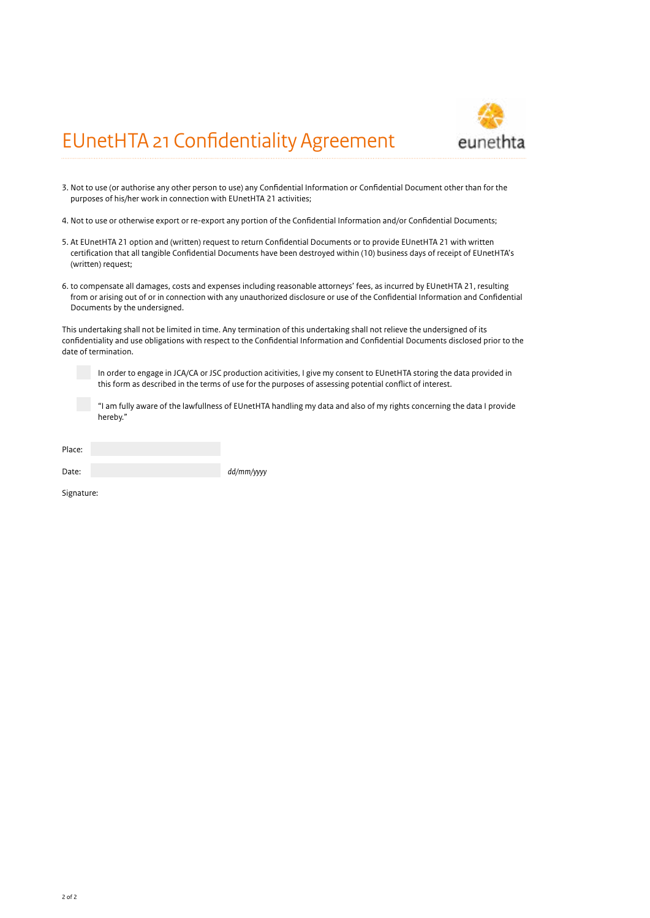# EUnetHTA 21 Confidentiality Agreement

3. Not to use (or authorise any other person to use) any Confidential Information or Confidential Document other than for the purposes of his/her work in connection with EUnetHTA 21 activities;

4. Not to use or otherwise export or re-export any portion of the Confidential Information and/or Confidential Documents;

5. At EUnetHTA 21 option and (written) request to return Confidential Documents or to provide EUnetHTA 21 with written certification that all tangible Confidential Documents have been destroyed within (10) business days of receipt of EUnetHTA's (written) request;

6. to compensate all damages, costs and expenses including reasonable attorneys' fees, as incurred by EUnetHTA 21, resulting from or arising out of or in connection with any unauthorized disclosure or use of the Confidential Information and Confidential Documents by the undersigned.

This undertaking shall not be limited in time. Any termination of this undertaking shall not relieve the undersigned of its confidentiality and use obligations with respect to the Confidential Information and Confidential Documents disclosed prior to the date of termination.

- [ ] In order to engage in JCA/CA or JSC production acitivities, I give my consent to EUnetHTA storing the data provided in this form as described in the terms of use for the purposes of assessing potential conflict of interest.

- [ ] "I am fully aware of the lawfullness of EUnetHTA handling my data and also of my rights concerning the data I provide hereby."

Place:

Date: *dd/mm/yyyy*

Signature: